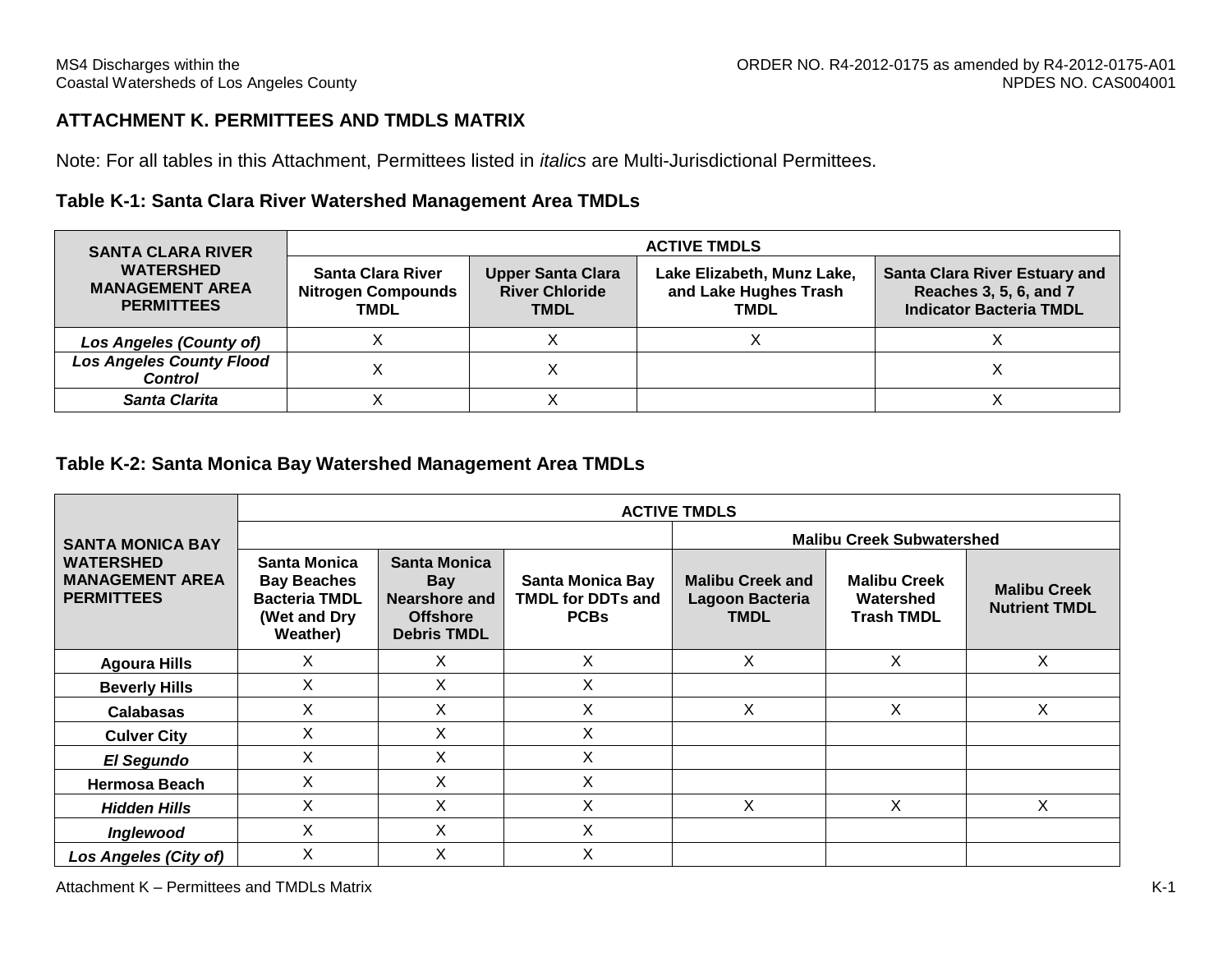## ATTACHMENT K. PERMITTEES AND TMDLS MATRIX

Note: For all tables in this Attachment, Permittees listed in *italics* are Multi-Jurisdictional Permittees.

### Table K-1: Santa Clara River Watershed Management Area TMDLs

| SANTA CLARA RIVER WATERSHED MANAGEMENT AREA PERMITTEES | ACTIVE TMDLS | | | |
|---|---|---|---|---|
| | Santa Clara River Nitrogen Compounds TMDL | Upper Santa Clara River Chloride TMDL | Lake Elizabeth, Munz Lake, and Lake Hughes Trash TMDL | Santa Clara River Estuary and Reaches 3, 5, 6, and 7 Indicator Bacteria TMDL |
| *Los Angeles (County of)* | X | X | X | X |
| *Los Angeles County Flood Control* | X | X | | X |
| *Santa Clarita* | X | X | | X |

### Table K-2: Santa Monica Bay Watershed Management Area TMDLs

| SANTA MONICA BAY WATERSHED MANAGEMENT AREA PERMITTEES | ACTIVE TMDLS | | | | | |
|---|---|---|---|---|---|---|
| | | | | Malibu Creek Subwatershed | | |
| | Santa Monica Bay Beaches Bacteria TMDL (Wet and Dry Weather) | Santa Monica Bay Nearshore and Offshore Debris TMDL | Santa Monica Bay TMDL for DDTs and PCBs | Malibu Creek and Lagoon Bacteria TMDL | Malibu Creek Watershed Trash TMDL | Malibu Creek Nutrient TMDL |
| Agoura Hills | X | X | X | X | X | X |
| Beverly Hills | X | X | X | | | |
| Calabasas | X | X | X | X | X | X |
| Culver City | X | X | X | | | |
| *El Segundo* | X | X | X | | | |
| Hermosa Beach | X | X | X | | | |
| *Hidden Hills* | X | X | X | X | X | X |
| *Inglewood* | X | X | X | | | |
| *Los Angeles (City of)* | X | X | X | | | |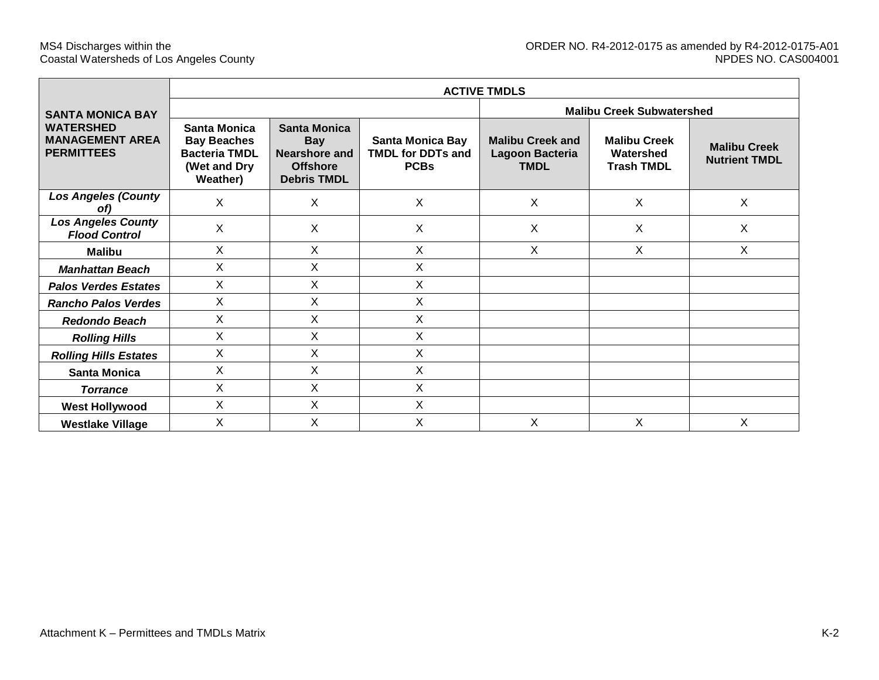| SANTA MONICA BAY WATERSHED MANAGEMENT AREA PERMITTEES | ACTIVE TMDLS | | | | | |
|---|---|---|---|---|---|---|
| | | | | Malibu Creek Subwatershed | | |
| | Santa Monica Bay Beaches Bacteria TMDL (Wet and Dry Weather) | Santa Monica Bay Nearshore and Offshore Debris TMDL | Santa Monica Bay TMDL for DDTs and PCBs | Malibu Creek and Lagoon Bacteria TMDL | Malibu Creek Watershed Trash TMDL | Malibu Creek Nutrient TMDL |
| ***Los Angeles (County of)*** | X | X | X | X | X | X |
| ***Los Angeles County Flood Control*** | X | X | X | X | X | X |
| **Malibu** | X | X | X | X | X | X |
| ***Manhattan Beach*** | X | X | X | | | |
| ***Palos Verdes Estates*** | X | X | X | | | |
| ***Rancho Palos Verdes*** | X | X | X | | | |
| ***Redondo Beach*** | X | X | X | | | |
| ***Rolling Hills*** | X | X | X | | | |
| ***Rolling Hills Estates*** | X | X | X | | | |
| **Santa Monica** | X | X | X | | | |
| ***Torrance*** | X | X | X | | | |
| **West Hollywood** | X | X | X | | | |
| **Westlake Village** | X | X | X | X | X | X |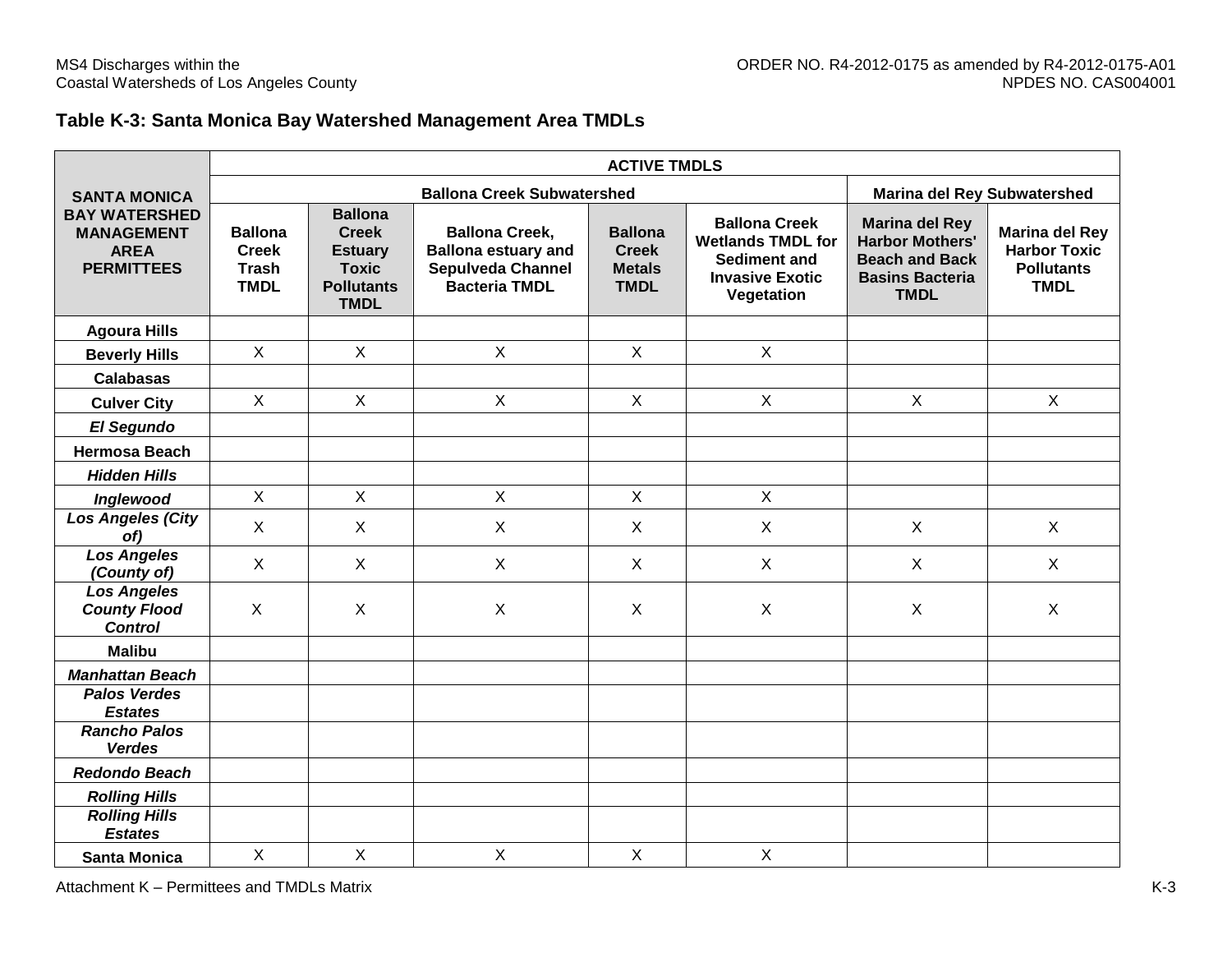## Table K-3: Santa Monica Bay Watershed Management Area TMDLs

| SANTA MONICA BAY WATERSHED MANAGEMENT AREA PERMITTEES | ACTIVE TMDLS | | | | | | |
|---|---|---|---|---|---|---|---|
| | Ballona Creek Subwatershed | | | | | Marina del Rey Subwatershed | |
| | Ballona Creek Trash TMDL | Ballona Creek Estuary Toxic Pollutants TMDL | Ballona Creek, Ballona estuary and Sepulveda Channel Bacteria TMDL | Ballona Creek Metals TMDL | Ballona Creek Wetlands TMDL for Sediment and Invasive Exotic Vegetation | Marina del Rey Harbor Mothers' Beach and Back Basins Bacteria TMDL | Marina del Rey Harbor Toxic Pollutants TMDL |
| **Agoura Hills** | | | | | | | |
| **Beverly Hills** | X | X | X | X | X | | |
| **Calabasas** | | | | | | | |
| **Culver City** | X | X | X | X | X | X | X |
| ***El Segundo*** | | | | | | | |
| **Hermosa Beach** | | | | | | | |
| ***Hidden Hills*** | | | | | | | |
| ***Inglewood*** | X | X | X | X | X | | |
| ***Los Angeles (City of)*** | X | X | X | X | X | X | X |
| ***Los Angeles (County of)*** | X | X | X | X | X | X | X |
| ***Los Angeles County Flood Control*** | X | X | X | X | X | X | X |
| **Malibu** | | | | | | | |
| ***Manhattan Beach*** | | | | | | | |
| ***Palos Verdes Estates*** | | | | | | | |
| ***Rancho Palos Verdes*** | | | | | | | |
| ***Redondo Beach*** | | | | | | | |
| ***Rolling Hills*** | | | | | | | |
| ***Rolling Hills Estates*** | | | | | | | |
| **Santa Monica** | X | X | X | X | X | | |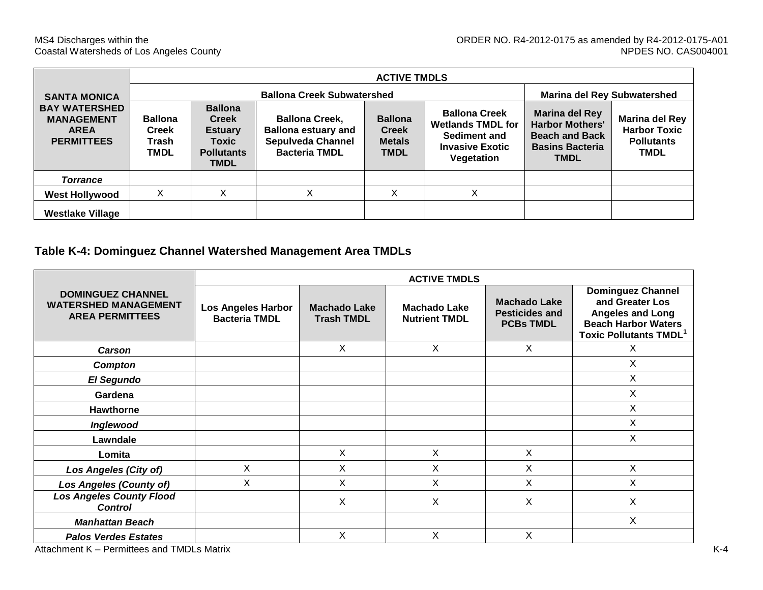| SANTA MONICA BAY WATERSHED MANAGEMENT AREA PERMITTEES | ACTIVE TMDLS | | | | | | |
|---|---|---|---|---|---|---|---|
| | Ballona Creek Subwatershed | | | | | Marina del Rey Subwatershed | |
| | Ballona Creek Trash TMDL | Ballona Creek Estuary Toxic Pollutants TMDL | Ballona Creek, Ballona estuary and Sepulveda Channel Bacteria TMDL | Ballona Creek Metals TMDL | Ballona Creek Wetlands TMDL for Sediment and Invasive Exotic Vegetation | Marina del Rey Harbor Mothers' Beach and Back Basins Bacteria TMDL | Marina del Rey Harbor Toxic Pollutants TMDL |
| ***Torrance*** | | | | | | | |
| **West Hollywood** | X | X | X | X | X | | |
| **Westlake Village** | | | | | | | |

## Table K-4: Dominguez Channel Watershed Management Area TMDLs

| DOMINGUEZ CHANNEL WATERSHED MANAGEMENT AREA PERMITTEES | ACTIVE TMDLS | | | | |
|---|---|---|---|---|---|
| | Los Angeles Harbor Bacteria TMDL | Machado Lake Trash TMDL | Machado Lake Nutrient TMDL | Machado Lake Pesticides and PCBs TMDL | Dominguez Channel and Greater Los Angeles and Long Beach Harbor Waters Toxic Pollutants TMDL[1] |
| ***Carson*** | | X | X | X | X |
| ***Compton*** | | | | | X |
| ***El Segundo*** | | | | | X |
| **Gardena** | | | | | X |
| **Hawthorne** | | | | | X |
| ***Inglewood*** | | | | | X |
| **Lawndale** | | | | | X |
| **Lomita** | | X | X | X | |
| ***Los Angeles (City of)*** | X | X | X | X | X |
| ***Los Angeles (County of)*** | X | X | X | X | X |
| ***Los Angeles County Flood Control*** | | X | X | X | X |
| ***Manhattan Beach*** | | | | | X |
| ***Palos Verdes Estates*** | | X | X | X | |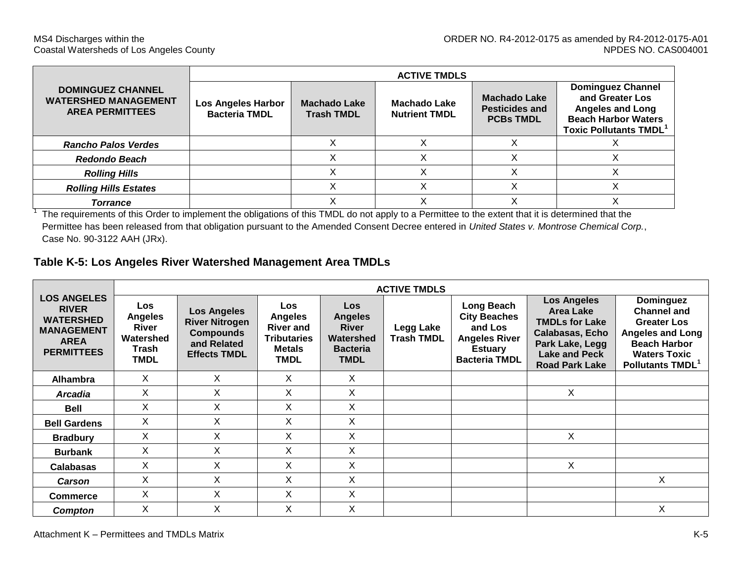| DOMINGUEZ CHANNEL WATERSHED MANAGEMENT AREA PERMITTEES | ACTIVE TMDLS | | | | |
|---|---|---|---|---|---|
| | **Los Angeles Harbor Bacteria TMDL** | **Machado Lake Trash TMDL** | **Machado Lake Nutrient TMDL** | **Machado Lake Pesticides and PCBs TMDL** | **Dominguez Channel and Greater Los Angeles and Long Beach Harbor Waters Toxic Pollutants TMDL[1]** |
| ***Rancho Palos Verdes*** | | X | X | X | X |
| ***Redondo Beach*** | | X | X | X | X |
| ***Rolling Hills*** | | X | X | X | X |
| ***Rolling Hills Estates*** | | X | X | X | X |
| ***Torrance*** | | X | X | X | X |

[1] The requirements of this Order to implement the obligations of this TMDL do not apply to a Permittee to the extent that it is determined that the Permittee has been released from that obligation pursuant to the Amended Consent Decree entered in *United States v. Montrose Chemical Corp.*, Case No. 90-3122 AAH (JRx).

## Table K-5: Los Angeles River Watershed Management Area TMDLs

| LOS ANGELES RIVER WATERSHED MANAGEMENT AREA PERMITTEES | ACTIVE TMDLS | | | | | | | |
|---|---|---|---|---|---|---|---|---|
| | **Los Angeles River Watershed Trash TMDL** | **Los Angeles River Nitrogen Compounds and Related Effects TMDL** | **Los Angeles River and Tributaries Metals TMDL** | **Los Angeles River Watershed Bacteria TMDL** | **Legg Lake Trash TMDL** | **Long Beach City Beaches and Los Angeles River Estuary Bacteria TMDL** | **Los Angeles Area Lake TMDLs for Lake Calabasas, Echo Park Lake, Legg Lake and Peck Road Park Lake** | **Dominguez Channel and Greater Los Angeles and Long Beach Harbor Waters Toxic Pollutants TMDL[1]** |
| **Alhambra** | X | X | X | X | | | | |
| ***Arcadia*** | X | X | X | X | | | X | |
| **Bell** | X | X | X | X | | | | |
| **Bell Gardens** | X | X | X | X | | | | |
| **Bradbury** | X | X | X | X | | | X | |
| **Burbank** | X | X | X | X | | | | |
| **Calabasas** | X | X | X | X | | | X | |
| ***Carson*** | X | X | X | X | | | | X |
| **Commerce** | X | X | X | X | | | | |
| ***Compton*** | X | X | X | X | | | | X |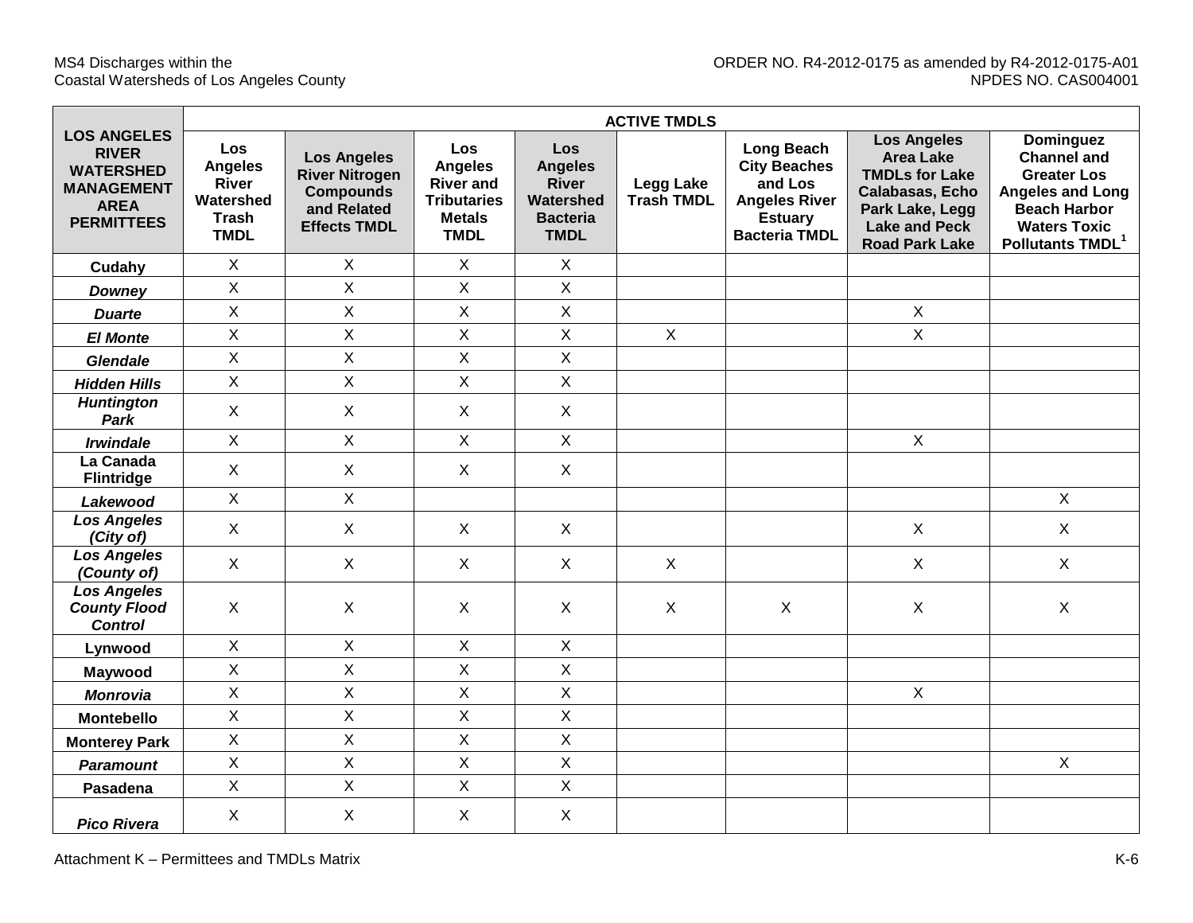| LOS ANGELES RIVER WATERSHED MANAGEMENT AREA PERMITTEES | ACTIVE TMDLS | | | | | | | |
|---|---|---|---|---|---|---|---|---|
| | Los Angeles River Watershed Trash TMDL | Los Angeles River Nitrogen Compounds and Related Effects TMDL | Los Angeles River and Tributaries Metals TMDL | Los Angeles River Watershed Bacteria TMDL | Legg Lake Trash TMDL | Long Beach City Beaches and Los Angeles River Estuary Bacteria TMDL | Los Angeles Area Lake TMDLs for Lake Calabasas, Echo Park Lake, Legg Lake and Peck Road Park Lake | Dominguez Channel and Greater Los Angeles and Long Beach Harbor Waters Toxic Pollutants TMDL[1] |
| **Cudahy** | X | X | X | X | | | | |
| ***Downey*** | X | X | X | X | | | | |
| ***Duarte*** | X | X | X | X | | | X | |
| ***El Monte*** | X | X | X | X | X | | X | |
| ***Glendale*** | X | X | X | X | | | | |
| ***Hidden Hills*** | X | X | X | X | | | | |
| ***Huntington Park*** | X | X | X | X | | | | |
| ***Irwindale*** | X | X | X | X | | | X | |
| **La Canada Flintridge** | X | X | X | X | | | | |
| ***Lakewood*** | X | X | | | | | | X |
| ***Los Angeles (City of)*** | X | X | X | X | | | X | X |
| ***Los Angeles (County of)*** | X | X | X | X | X | | X | X |
| ***Los Angeles County Flood Control*** | X | X | X | X | X | X | X | X |
| **Lynwood** | X | X | X | X | | | | |
| **Maywood** | X | X | X | X | | | | |
| ***Monrovia*** | X | X | X | X | | | X | |
| **Montebello** | X | X | X | X | | | | |
| **Monterey Park** | X | X | X | X | | | | |
| ***Paramount*** | X | X | X | X | | | | X |
| **Pasadena** | X | X | X | X | | | | |
| ***Pico Rivera*** | X | X | X | X | | | | |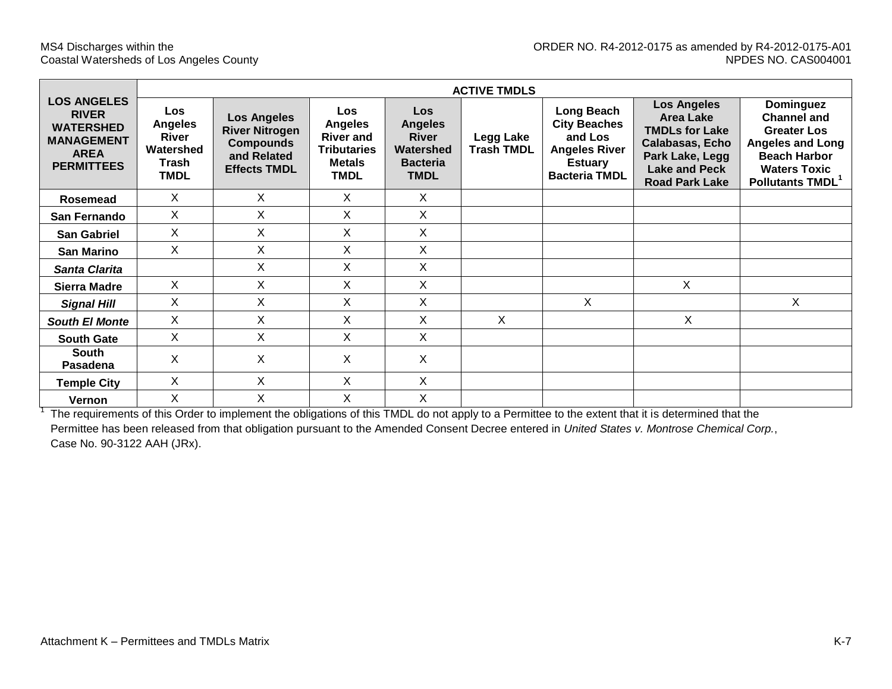| LOS ANGELES RIVER WATERSHED MANAGEMENT AREA PERMITTEES | ACTIVE TMDLS | | | | | | | |
|---|---|---|---|---|---|---|---|---|
| | Los Angeles River Watershed Trash TMDL | Los Angeles River Nitrogen Compounds and Related Effects TMDL | Los Angeles River and Tributaries Metals TMDL | Los Angeles River Watershed Bacteria TMDL | Legg Lake Trash TMDL | Long Beach City Beaches and Los Angeles River Estuary Bacteria TMDL | Los Angeles Area Lake TMDLs for Lake Calabasas, Echo Park Lake, Legg Lake and Peck Road Park Lake | Dominguez Channel and Greater Los Angeles and Long Beach Harbor Waters Toxic Pollutants TMDL[1] |
| **Rosemead** | X | X | X | X | | | | |
| **San Fernando** | X | X | X | X | | | | |
| **San Gabriel** | X | X | X | X | | | | |
| **San Marino** | X | X | X | X | | | | |
| ***Santa Clarita*** | | X | X | X | | | | |
| **Sierra Madre** | X | X | X | X | | | X | |
| ***Signal Hill*** | X | X | X | X | | X | | X |
| ***South El Monte*** | X | X | X | X | X | | X | |
| **South Gate** | X | X | X | X | | | | |
| **South Pasadena** | X | X | X | X | | | | |
| **Temple City** | X | X | X | X | | | | |
| **Vernon** | X | X | X | X | | | | |

[1] The requirements of this Order to implement the obligations of this TMDL do not apply to a Permittee to the extent that it is determined that the Permittee has been released from that obligation pursuant to the Amended Consent Decree entered in *United States v. Montrose Chemical Corp.*, Case No. 90-3122 AAH (JRx).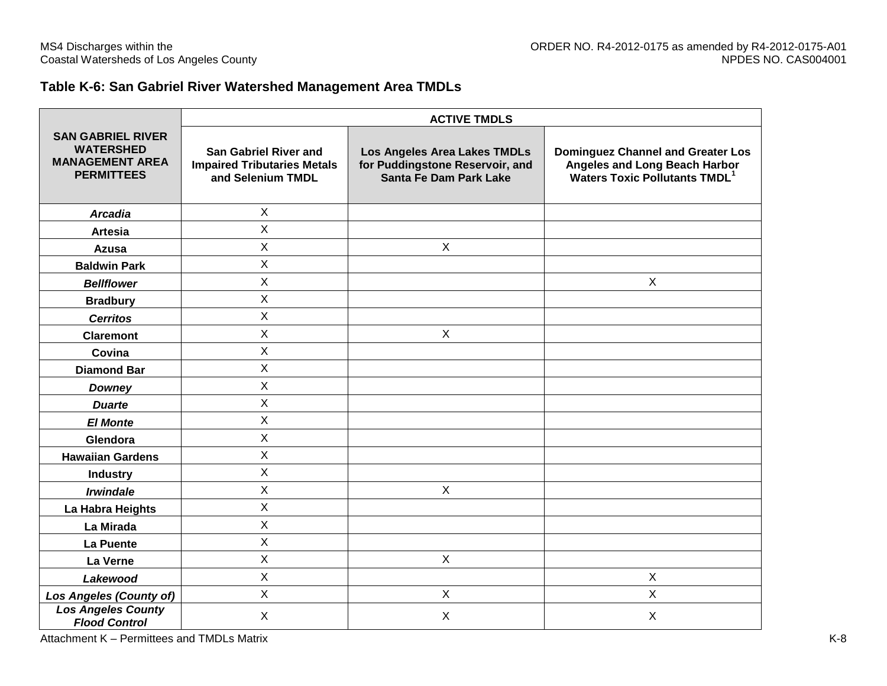### Table K-6: San Gabriel River Watershed Management Area TMDLs

| SAN GABRIEL RIVER WATERSHED MANAGEMENT AREA PERMITTEES | ACTIVE TMDLS | | |
|---|---|---|---|
| | San Gabriel River and Impaired Tributaries Metals and Selenium TMDL | Los Angeles Area Lakes TMDLs for Puddingstone Reservoir, and Santa Fe Dam Park Lake | Dominguez Channel and Greater Los Angeles and Long Beach Harbor Waters Toxic Pollutants TMDL[1] |
| ***Arcadia*** | X | | |
| **Artesia** | X | | |
| **Azusa** | X | X | |
| **Baldwin Park** | X | | |
| ***Bellflower*** | X | | X |
| **Bradbury** | X | | |
| ***Cerritos*** | X | | |
| **Claremont** | X | X | |
| **Covina** | X | | |
| **Diamond Bar** | X | | |
| ***Downey*** | X | | |
| ***Duarte*** | X | | |
| ***El Monte*** | X | | |
| **Glendora** | X | | |
| **Hawaiian Gardens** | X | | |
| **Industry** | X | | |
| ***Irwindale*** | X | X | |
| **La Habra Heights** | X | | |
| **La Mirada** | X | | |
| **La Puente** | X | | |
| **La Verne** | X | X | |
| ***Lakewood*** | X | | X |
| ***Los Angeles (County of)*** | X | X | X |
| ***Los Angeles County Flood Control*** | X | X | X |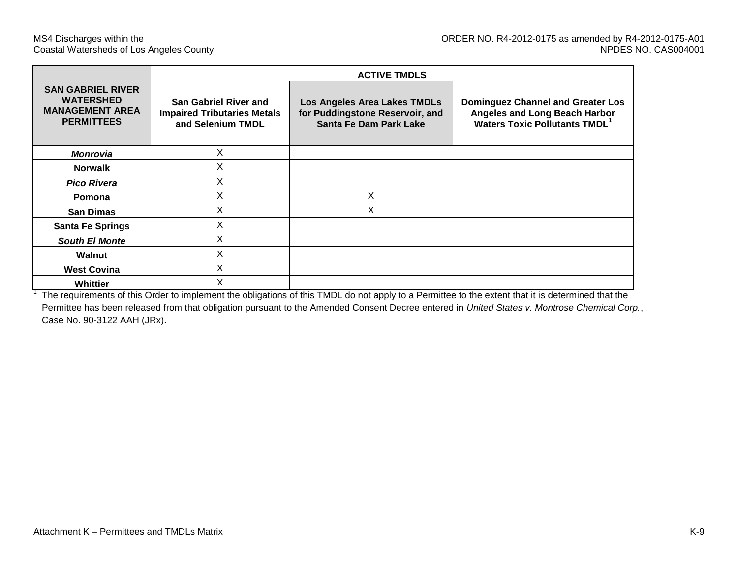| SAN GABRIEL RIVER WATERSHED MANAGEMENT AREA PERMITTEES | ACTIVE TMDLS | | |
|---|---|---|---|
| | **San Gabriel River and Impaired Tributaries Metals and Selenium TMDL** | **Los Angeles Area Lakes TMDLs for Puddingstone Reservoir, and Santa Fe Dam Park Lake** | **Dominguez Channel and Greater Los Angeles and Long Beach Harbor Waters Toxic Pollutants TMDL**[1] |
| ***Monrovia*** | X | | |
| **Norwalk** | X | | |
| ***Pico Rivera*** | X | | |
| **Pomona** | X | X | |
| **San Dimas** | X | X | |
| **Santa Fe Springs** | X | | |
| ***South El Monte*** | X | | |
| **Walnut** | X | | |
| **West Covina** | X | | |
| **Whittier** | X | | |

[1] The requirements of this Order to implement the obligations of this TMDL do not apply to a Permittee to the extent that it is determined that the Permittee has been released from that obligation pursuant to the Amended Consent Decree entered in *United States v. Montrose Chemical Corp.*, Case No. 90-3122 AAH (JRx).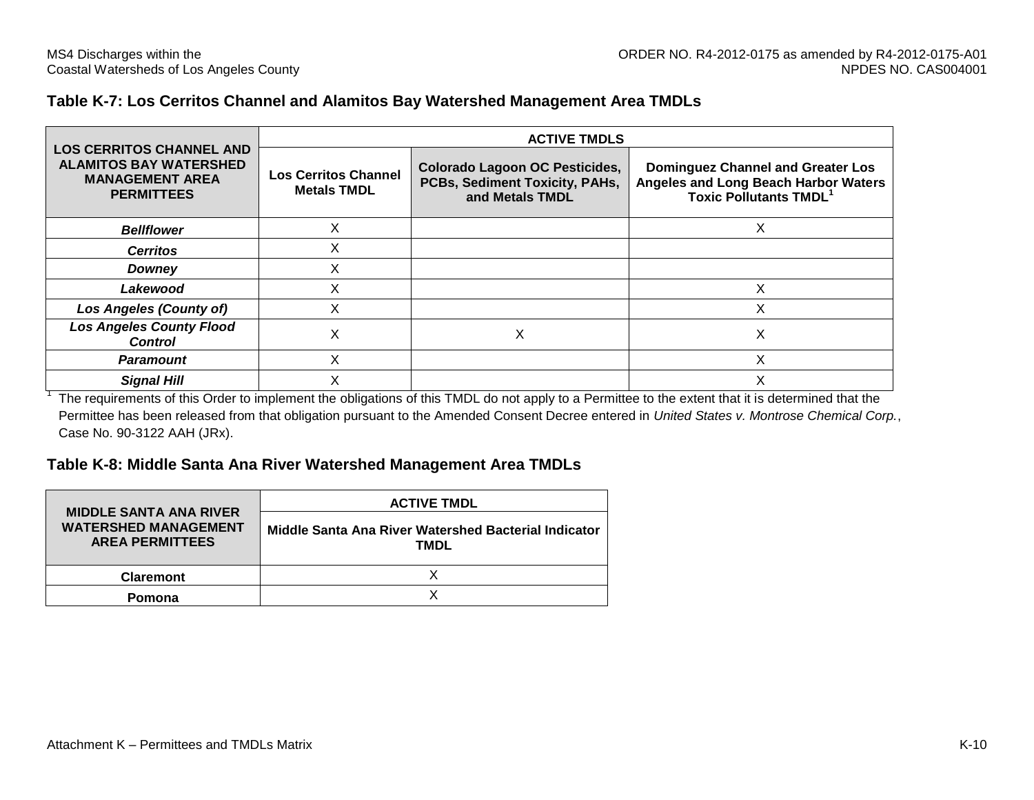### Table K-7: Los Cerritos Channel and Alamitos Bay Watershed Management Area TMDLs

| LOS CERRITOS CHANNEL AND ALAMITOS BAY WATERSHED MANAGEMENT AREA PERMITTEES | ACTIVE TMDLS | | |
|---|---|---|---|
| | **Los Cerritos Channel Metals TMDL** | **Colorado Lagoon OC Pesticides, PCBs, Sediment Toxicity, PAHs, and Metals TMDL** | **Dominguez Channel and Greater Los Angeles and Long Beach Harbor Waters Toxic Pollutants TMDL[1]** |
| ***Bellflower*** | X | | X |
| ***Cerritos*** | X | | |
| ***Downey*** | X | | |
| ***Lakewood*** | X | | X |
| ***Los Angeles (County of)*** | X | | X |
| ***Los Angeles County Flood Control*** | X | X | X |
| ***Paramount*** | X | | X |
| ***Signal Hill*** | X | | X |

[1] The requirements of this Order to implement the obligations of this TMDL do not apply to a Permittee to the extent that it is determined that the Permittee has been released from that obligation pursuant to the Amended Consent Decree entered in *United States v. Montrose Chemical Corp.*, Case No. 90-3122 AAH (JRx).

### Table K-8: Middle Santa Ana River Watershed Management Area TMDLs

| MIDDLE SANTA ANA RIVER WATERSHED MANAGEMENT AREA PERMITTEES | ACTIVE TMDL |
|---|---|
| | **Middle Santa Ana River Watershed Bacterial Indicator TMDL** |
| **Claremont** | X |
| **Pomona** | X |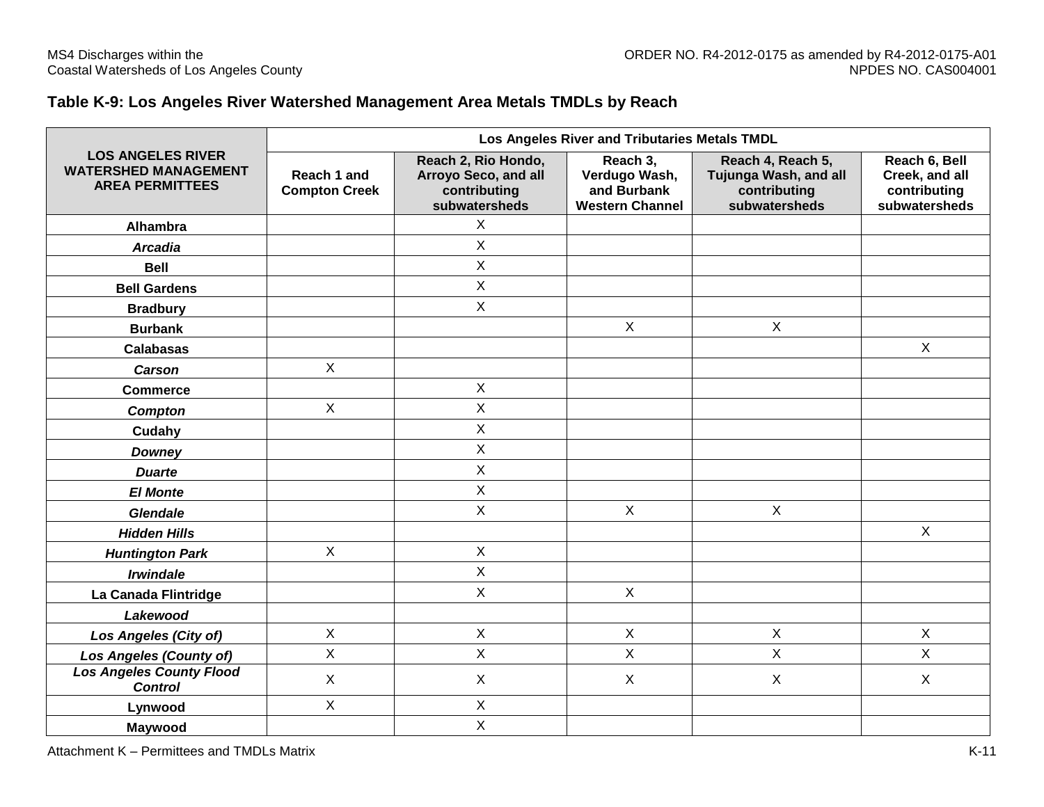## Table K-9: Los Angeles River Watershed Management Area Metals TMDLs by Reach

| LOS ANGELES RIVER WATERSHED MANAGEMENT AREA PERMITTEES | Los Angeles River and Tributaries Metals TMDL | | | | |
|---|---|---|---|---|---|
| | Reach 1 and Compton Creek | Reach 2, Rio Hondo, Arroyo Seco, and all contributing subwatersheds | Reach 3, Verdugo Wash, and Burbank Western Channel | Reach 4, Reach 5, Tujunga Wash, and all contributing subwatersheds | Reach 6, Bell Creek, and all contributing subwatersheds |
| **Alhambra** | | X | | | |
| ***Arcadia*** | | X | | | |
| **Bell** | | X | | | |
| **Bell Gardens** | | X | | | |
| **Bradbury** | | X | | | |
| **Burbank** | | | X | X | |
| **Calabasas** | | | | | X |
| ***Carson*** | X | | | | |
| **Commerce** | | X | | | |
| ***Compton*** | X | X | | | |
| **Cudahy** | | X | | | |
| ***Downey*** | | X | | | |
| ***Duarte*** | | X | | | |
| ***El Monte*** | | X | | | |
| ***Glendale*** | | X | X | X | |
| ***Hidden Hills*** | | | | | X |
| ***Huntington Park*** | X | X | | | |
| ***Irwindale*** | | X | | | |
| **La Canada Flintridge** | | X | X | | |
| ***Lakewood*** | | | | | |
| ***Los Angeles (City of)*** | X | X | X | X | X |
| ***Los Angeles (County of)*** | X | X | X | X | X |
| ***Los Angeles County Flood Control*** | X | X | X | X | X |
| **Lynwood** | X | X | | | |
| **Maywood** | | X | | | |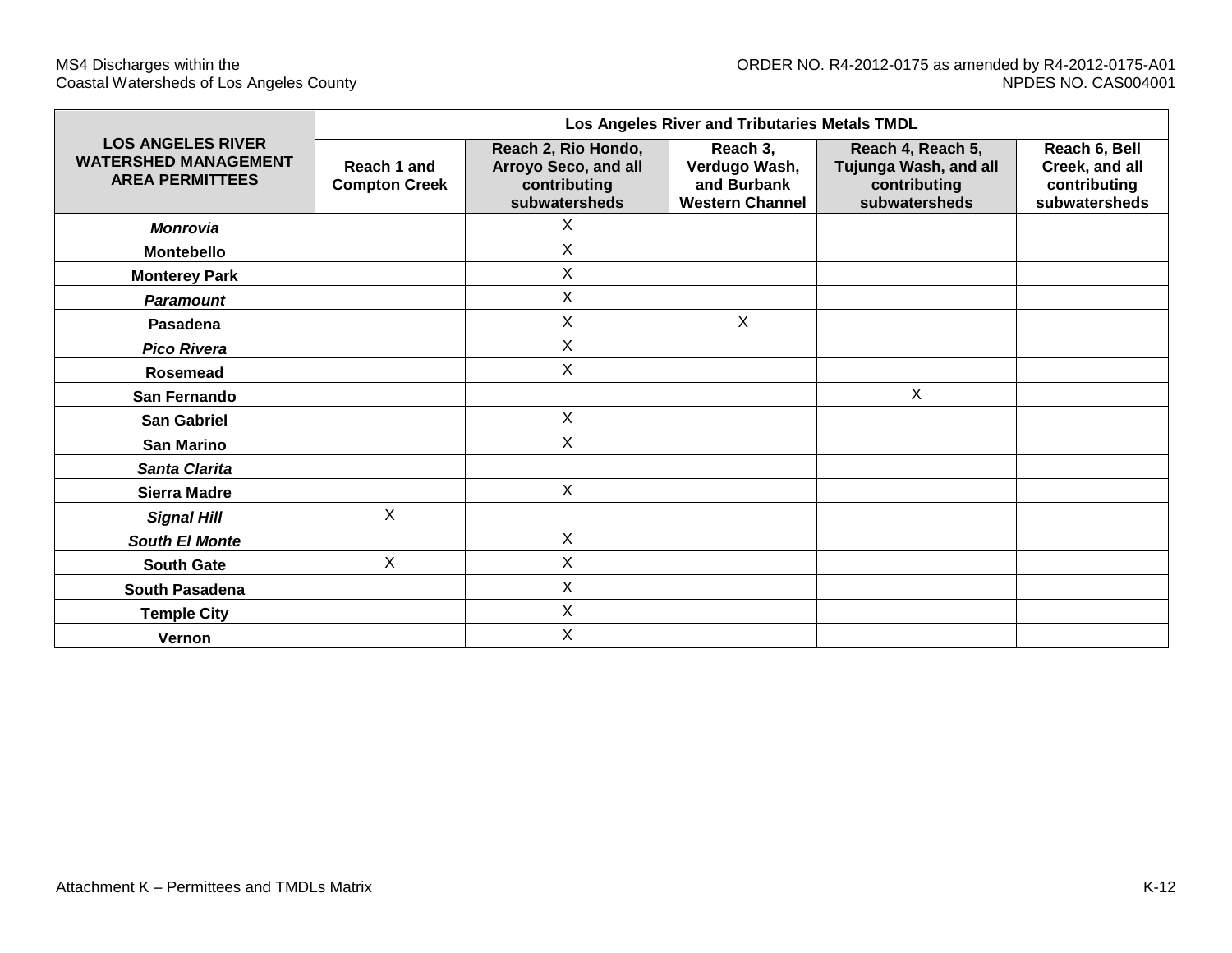| LOS ANGELES RIVER WATERSHED MANAGEMENT AREA PERMITTEES | Los Angeles River and Tributaries Metals TMDL | | | | |
|---|---|---|---|---|---|
| | **Reach 1 and Compton Creek** | **Reach 2, Rio Hondo, Arroyo Seco, and all contributing subwatersheds** | **Reach 3, Verdugo Wash, and Burbank Western Channel** | **Reach 4, Reach 5, Tujunga Wash, and all contributing subwatersheds** | **Reach 6, Bell Creek, and all contributing subwatersheds** |
| ***Monrovia*** | | X | | | |
| **Montebello** | | X | | | |
| **Monterey Park** | | X | | | |
| ***Paramount*** | | X | | | |
| **Pasadena** | | X | X | | |
| ***Pico Rivera*** | | X | | | |
| **Rosemead** | | X | | | |
| **San Fernando** | | | | X | |
| **San Gabriel** | | X | | | |
| **San Marino** | | X | | | |
| ***Santa Clarita*** | | | | | |
| **Sierra Madre** | | X | | | |
| ***Signal Hill*** | X | | | | |
| ***South El Monte*** | | X | | | |
| **South Gate** | X | X | | | |
| **South Pasadena** | | X | | | |
| **Temple City** | | X | | | |
| **Vernon** | | X | | | |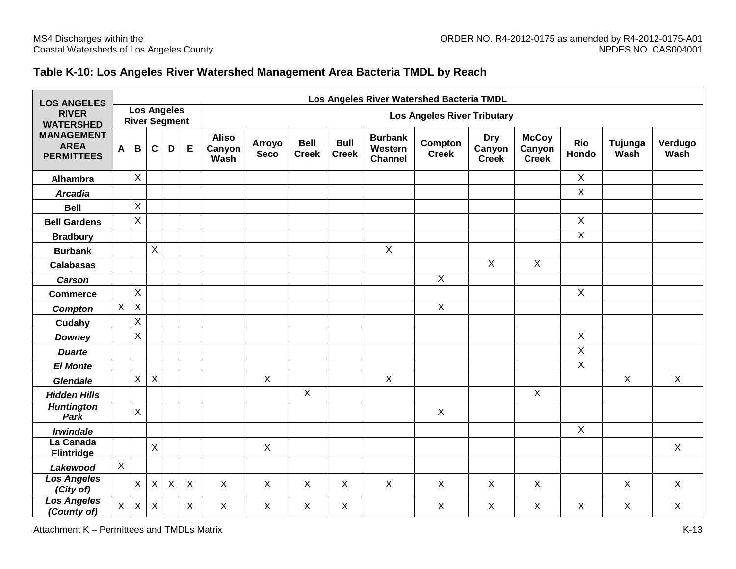## Table K-10: Los Angeles River Watershed Management Area Bacteria TMDL by Reach

| LOS ANGELES RIVER WATERSHED MANAGEMENT AREA PERMITTEES | Los Angeles River Watershed Bacteria TMDL | | | | | | | | | | | | | | | |
|---|---|---|---|---|---|---|---|---|---|---|---|---|---|---|---|---|
| | Los Angeles River Segment | | | | | Los Angeles River Tributary | | | | | | | | | | |
| | A | B | C | D | E | Aliso Canyon Wash | Arroyo Seco | Bell Creek | Bull Creek | Burbank Western Channel | Compton Creek | Dry Canyon Creek | McCoy Canyon Creek | Rio Hondo | Tujunga Wash | Verdugo Wash |
| **Alhambra** | | X | | | | | | | | | | | | X | | |
| ***Arcadia*** | | | | | | | | | | | | | | X | | |
| **Bell** | | X | | | | | | | | | | | | | | |
| **Bell Gardens** | | X | | | | | | | | | | | | X | | |
| **Bradbury** | | | | | | | | | | | | | | X | | |
| **Burbank** | | | X | | | | | | | X | | | | | | |
| **Calabasas** | | | | | | | | | | | | X | X | | | |
| ***Carson*** | | | | | | | | | | | X | | | | | |
| **Commerce** | | X | | | | | | | | | | | | X | | |
| ***Compton*** | X | X | | | | | | | | | X | | | | | |
| **Cudahy** | | X | | | | | | | | | | | | | | |
| ***Downey*** | | X | | | | | | | | | | | | X | | |
| ***Duarte*** | | | | | | | | | | | | | | X | | |
| ***El Monte*** | | | | | | | | | | | | | | X | | |
| ***Glendale*** | | X | X | | | | X | | | X | | | | | X | X |
| ***Hidden Hills*** | | | | | | | | X | | | | | X | | | |
| ***Huntington Park*** | | X | | | | | | | | | X | | | | | |
| ***Irwindale*** | | | | | | | | | | | | | | X | | |
| **La Canada Flintridge** | | | X | | | | X | | | | | | | | | X |
| ***Lakewood*** | X | | | | | | | | | | | | | | | |
| ***Los Angeles (City of)*** | | X | X | X | X | X | X | X | X | X | X | X | X | | X | X |
| ***Los Angeles (County of)*** | X | X | X | | X | X | X | X | X | | X | X | X | X | X | X |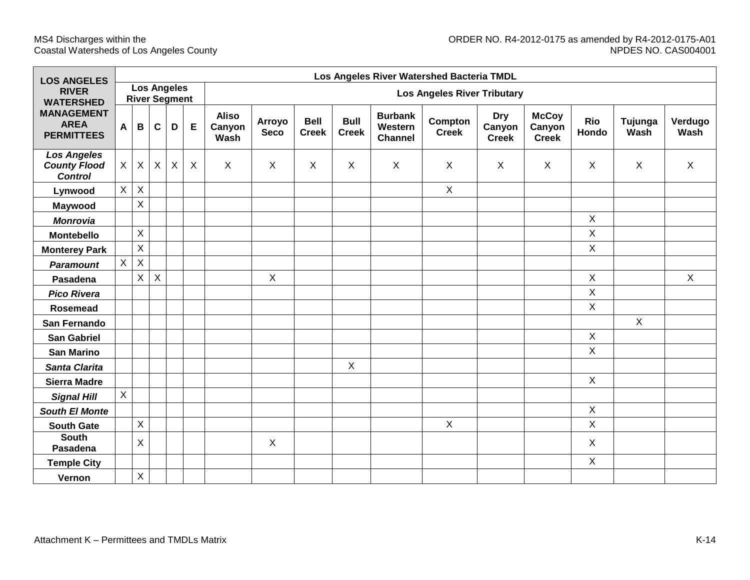| LOS ANGELES RIVER WATERSHED MANAGEMENT AREA PERMITTEES | Los Angeles River Watershed Bacteria TMDL | | | | | | | | | | | | | | | | |
|---|---|---|---|---|---|---|---|---|---|---|---|---|---|---|---|---|---|
| | Los Angeles River Segment | | | | | Los Angeles River Tributary | | | | | | | | | | | |
| | A | B | C | D | E | Aliso Canyon Wash | Arroyo Seco | Bell Creek | Bull Creek | Burbank Western Channel | Compton Creek | Dry Canyon Creek | McCoy Canyon Creek | Rio Hondo | Tujunga Wash | Verdugo Wash |
| ***Los Angeles County Flood Control*** | X | X | X | X | X | X | X | X | X | X | X | X | X | X | X | X |
| **Lynwood** | X | X | | | | | | | | | X | | | | | |
| **Maywood** | | X | | | | | | | | | | | | | | |
| ***Monrovia*** | | | | | | | | | | | | | | X | | |
| **Montebello** | | X | | | | | | | | | | | | X | | |
| **Monterey Park** | | X | | | | | | | | | | | | X | | |
| ***Paramount*** | X | X | | | | | | | | | | | | | | |
| **Pasadena** | | X | X | | | | X | | | | | | | X | | X |
| ***Pico Rivera*** | | | | | | | | | | | | | | X | | |
| **Rosemead** | | | | | | | | | | | | | | X | | |
| **San Fernando** | | | | | | | | | | | | | | | X | |
| **San Gabriel** | | | | | | | | | | | | | | X | | |
| **San Marino** | | | | | | | | | | | | | | X | | |
| ***Santa Clarita*** | | | | | | | | | X | | | | | | | |
| **Sierra Madre** | | | | | | | | | | | | | | X | | |
| ***Signal Hill*** | X | | | | | | | | | | | | | | | |
| ***South El Monte*** | | | | | | | | | | | | | | X | | |
| **South Gate** | | X | | | | | | | | | X | | | X | | |
| **South Pasadena** | | X | | | | | X | | | | | | | X | | |
| **Temple City** | | | | | | | | | | | | | | X | | |
| **Vernon** | | X | | | | | | | | | | | | | | |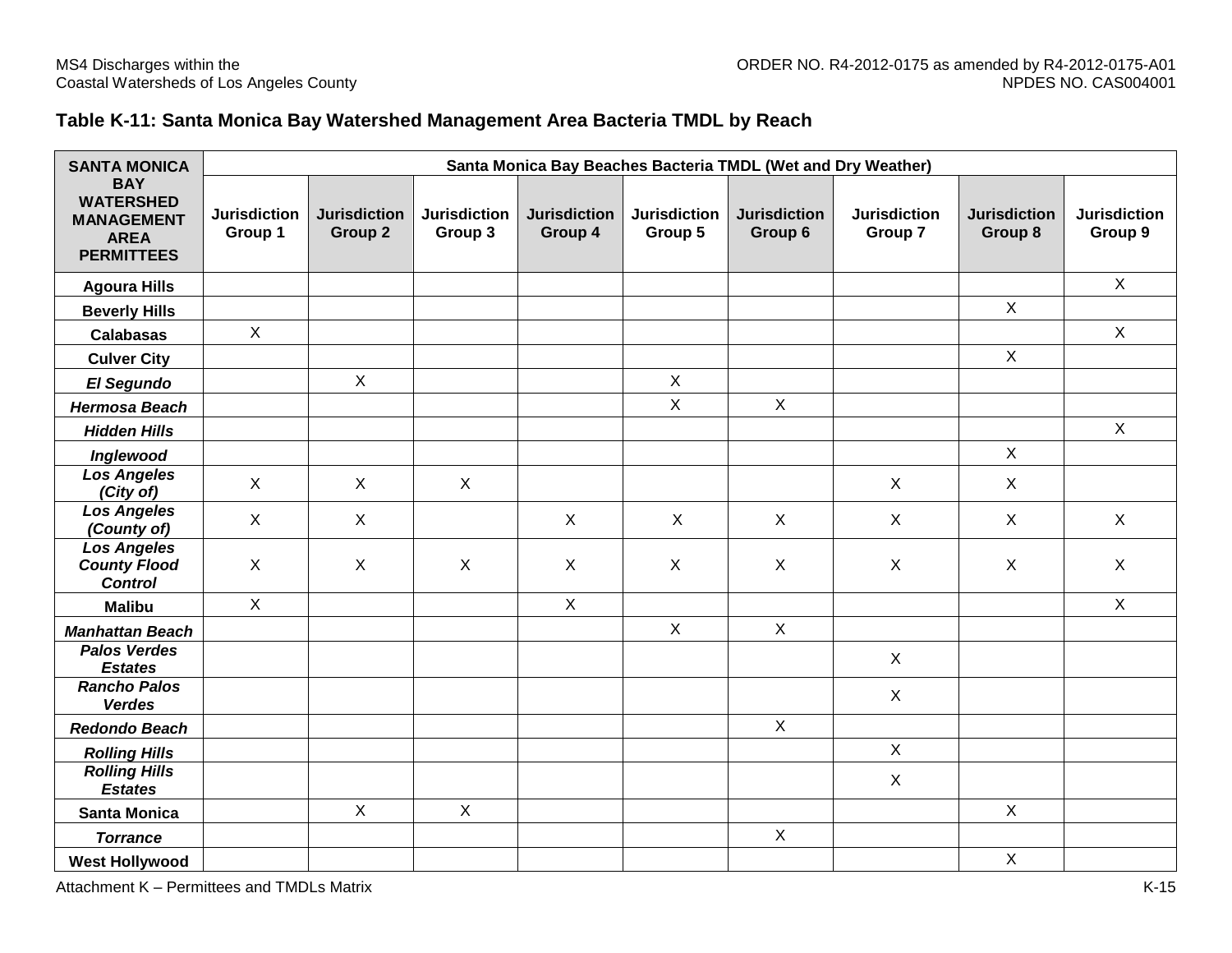## Table K-11: Santa Monica Bay Watershed Management Area Bacteria TMDL by Reach

| SANTA MONICA BAY WATERSHED MANAGEMENT AREA PERMITTEES | Santa Monica Bay Beaches Bacteria TMDL (Wet and Dry Weather) | | | | | | | | |
|---|---|---|---|---|---|---|---|---|---|
| | Jurisdiction Group 1 | Jurisdiction Group 2 | Jurisdiction Group 3 | Jurisdiction Group 4 | Jurisdiction Group 5 | Jurisdiction Group 6 | Jurisdiction Group 7 | Jurisdiction Group 8 | Jurisdiction Group 9 |
| **Agoura Hills** | | | | | | | | | X |
| **Beverly Hills** | | | | | | | | X | |
| **Calabasas** | X | | | | | | | | X |
| **Culver City** | | | | | | | | X | |
| ***El Segundo*** | | X | | | X | | | | |
| ***Hermosa Beach*** | | | | | X | X | | | |
| ***Hidden Hills*** | | | | | | | | | X |
| ***Inglewood*** | | | | | | | | X | |
| ***Los Angeles (City of)*** | X | X | X | | | | X | X | |
| ***Los Angeles (County of)*** | X | X | | X | X | X | X | X | X |
| ***Los Angeles County Flood Control*** | X | X | X | X | X | X | X | X | X |
| **Malibu** | X | | | X | | | | | X |
| ***Manhattan Beach*** | | | | | X | X | | | |
| ***Palos Verdes Estates*** | | | | | | | X | | |
| ***Rancho Palos Verdes*** | | | | | | | X | | |
| ***Redondo Beach*** | | | | | | X | | | |
| ***Rolling Hills*** | | | | | | | X | | |
| ***Rolling Hills Estates*** | | | | | | | X | | |
| **Santa Monica** | | X | X | | | | | X | |
| ***Torrance*** | | | | | | X | | | |
| **West Hollywood** | | | | | | | | X | |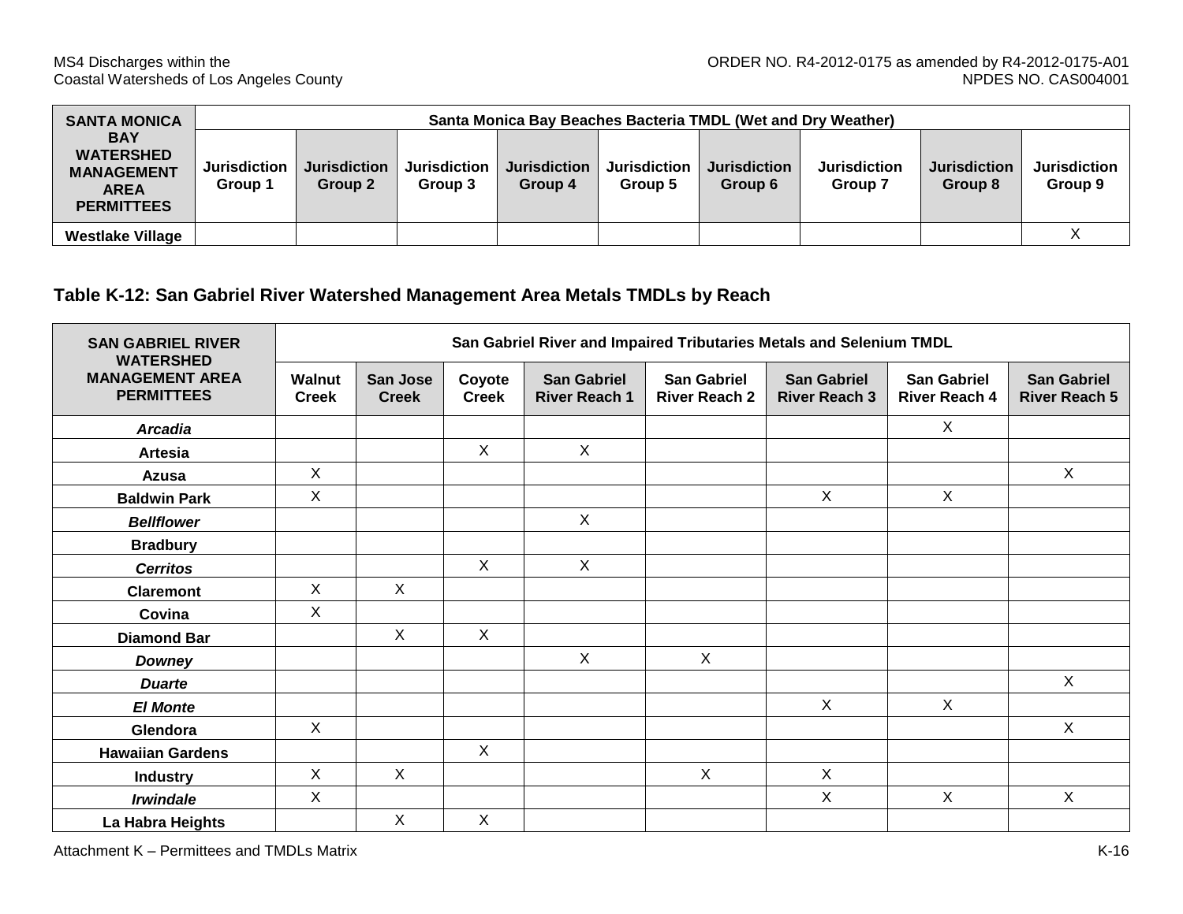| SANTA MONICA BAY WATERSHED MANAGEMENT AREA PERMITTEES | Santa Monica Bay Beaches Bacteria TMDL (Wet and Dry Weather) | | | | | | | | |
|---|---|---|---|---|---|---|---|---|---|
| | Jurisdiction Group 1 | Jurisdiction Group 2 | Jurisdiction Group 3 | Jurisdiction Group 4 | Jurisdiction Group 5 | Jurisdiction Group 6 | Jurisdiction Group 7 | Jurisdiction Group 8 | Jurisdiction Group 9 |
| **Westlake Village** | | | | | | | | | X |

### Table K-12: San Gabriel River Watershed Management Area Metals TMDLs by Reach

| SAN GABRIEL RIVER WATERSHED MANAGEMENT AREA PERMITTEES | San Gabriel River and Impaired Tributaries Metals and Selenium TMDL | | | | | | | |
|---|---|---|---|---|---|---|---|---|
| | Walnut Creek | San Jose Creek | Coyote Creek | San Gabriel River Reach 1 | San Gabriel River Reach 2 | San Gabriel River Reach 3 | San Gabriel River Reach 4 | San Gabriel River Reach 5 |
| ***Arcadia*** | | | | | | | X | |
| **Artesia** | | | X | X | | | | |
| **Azusa** | X | | | | | | | X |
| **Baldwin Park** | X | | | | | X | X | |
| ***Bellflower*** | | | | X | | | | |
| **Bradbury** | | | | | | | | |
| ***Cerritos*** | | | X | X | | | | |
| **Claremont** | X | X | | | | | | |
| **Covina** | X | | | | | | | |
| **Diamond Bar** | | X | X | | | | | |
| ***Downey*** | | | | X | X | | | |
| ***Duarte*** | | | | | | | | X |
| ***El Monte*** | | | | | | X | X | |
| **Glendora** | X | | | | | | | X |
| **Hawaiian Gardens** | | | X | | | | | |
| **Industry** | X | X | | | X | X | | |
| ***Irwindale*** | X | | | | | X | X | X |
| **La Habra Heights** | | X | X | | | | | |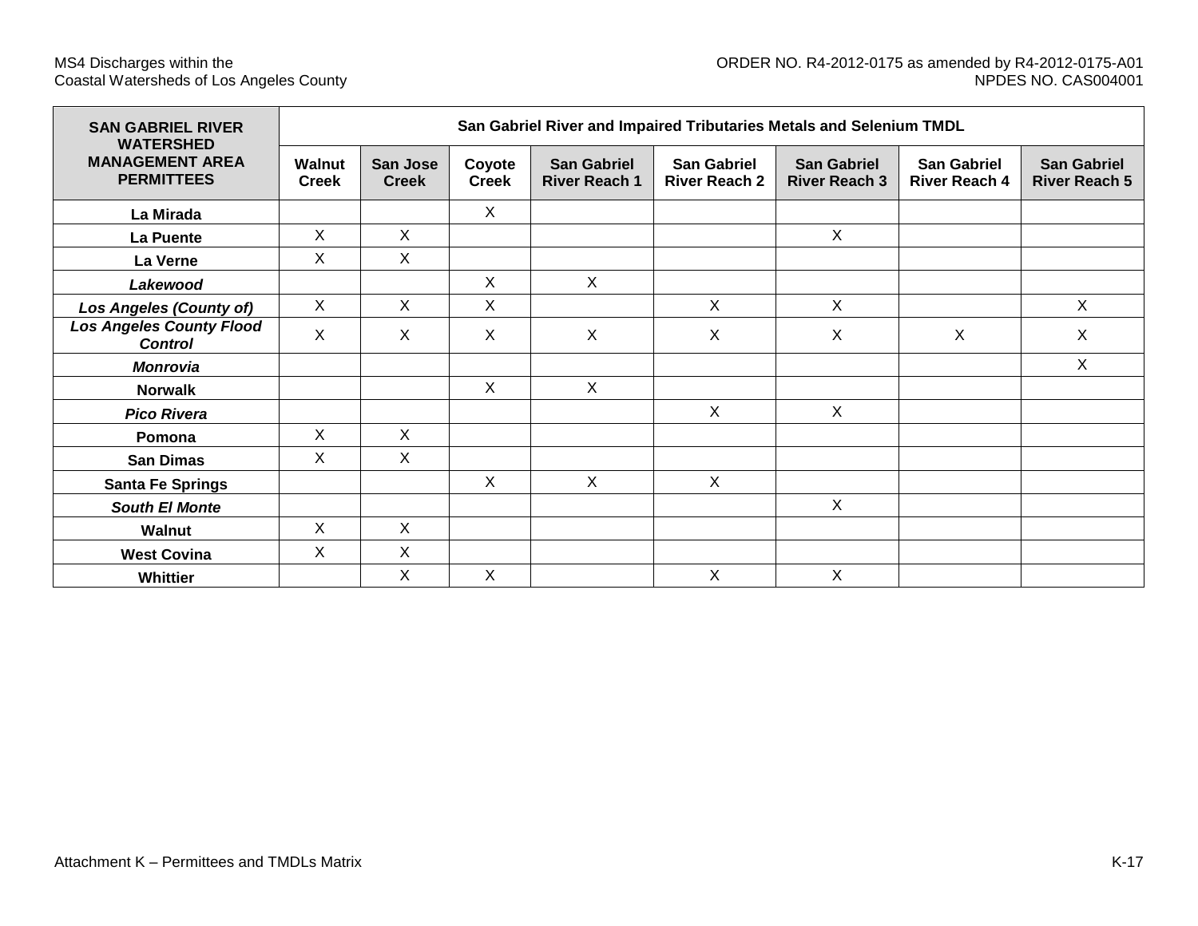| SAN GABRIEL RIVER WATERSHED MANAGEMENT AREA PERMITTEES | San Gabriel River and Impaired Tributaries Metals and Selenium TMDL | | | | | | | |
|---|---|---|---|---|---|---|---|---|
| | Walnut Creek | San Jose Creek | Coyote Creek | San Gabriel River Reach 1 | San Gabriel River Reach 2 | San Gabriel River Reach 3 | San Gabriel River Reach 4 | San Gabriel River Reach 5 |
| **La Mirada** | | | X | | | | | |
| **La Puente** | X | X | | | | X | | |
| **La Verne** | X | X | | | | | | |
| ***Lakewood*** | | | X | X | | | | |
| ***Los Angeles (County of)*** | X | X | X | | X | X | | X |
| ***Los Angeles County Flood Control*** | X | X | X | X | X | X | X | X |
| ***Monrovia*** | | | | | | | | X |
| **Norwalk** | | | X | X | | | | |
| ***Pico Rivera*** | | | | | X | X | | |
| **Pomona** | X | X | | | | | | |
| **San Dimas** | X | X | | | | | | |
| **Santa Fe Springs** | | | X | X | X | | | |
| ***South El Monte*** | | | | | | X | | |
| **Walnut** | X | X | | | | | | |
| **West Covina** | X | X | | | | | | |
| **Whittier** | | X | X | | X | X | | |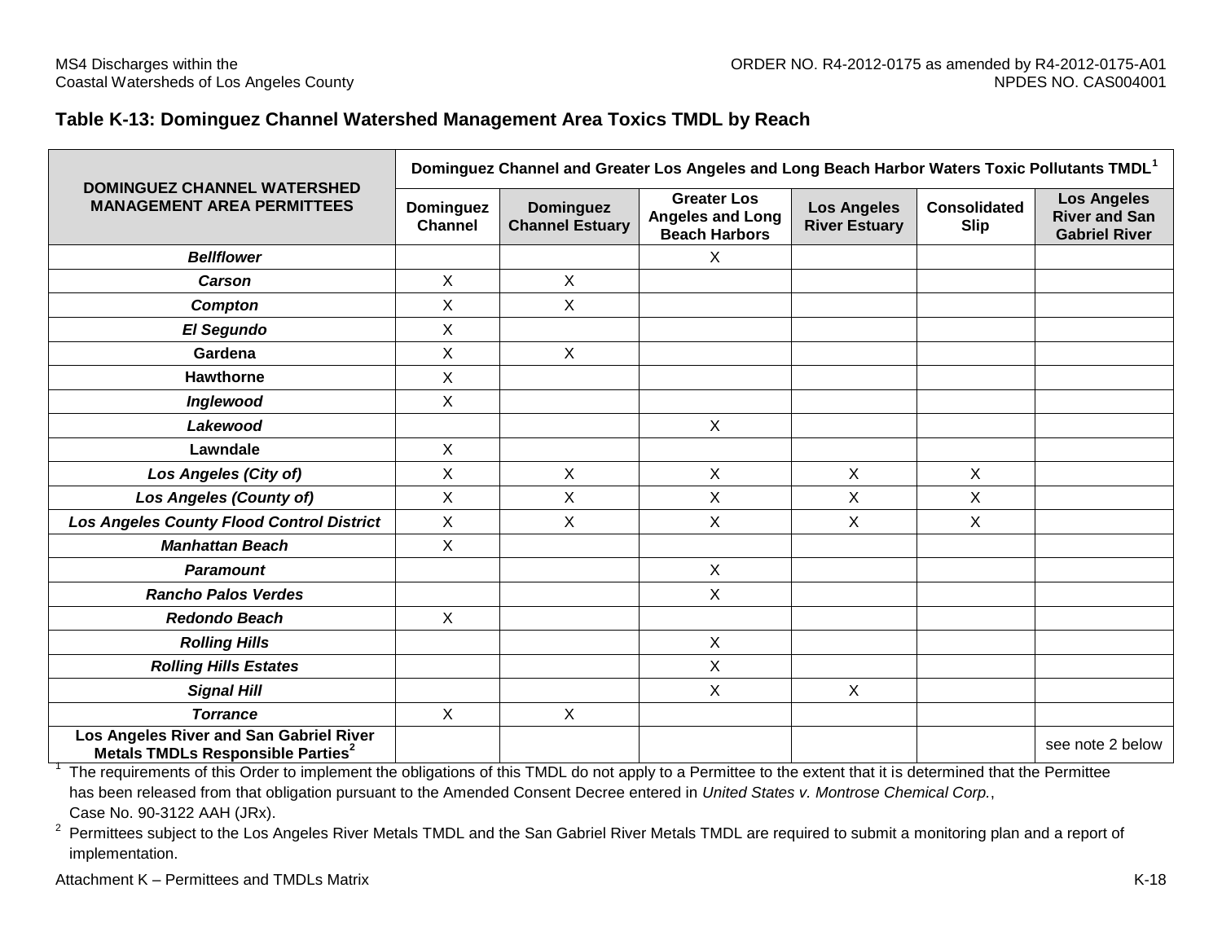## Table K-13: Dominguez Channel Watershed Management Area Toxics TMDL by Reach

| DOMINGUEZ CHANNEL WATERSHED MANAGEMENT AREA PERMITTEES | Dominguez Channel and Greater Los Angeles and Long Beach Harbor Waters Toxic Pollutants TMDL[1] | | | | | |
|---|---|---|---|---|---|---|
| | Dominguez Channel | Dominguez Channel Estuary | Greater Los Angeles and Long Beach Harbors | Los Angeles River Estuary | Consolidated Slip | Los Angeles River and San Gabriel River |
| ***Bellflower*** | | | X | | | |
| ***Carson*** | X | X | | | | |
| ***Compton*** | X | X | | | | |
| ***El Segundo*** | X | | | | | |
| **Gardena** | X | X | | | | |
| **Hawthorne** | X | | | | | |
| ***Inglewood*** | X | | | | | |
| ***Lakewood*** | | | X | | | |
| **Lawndale** | X | | | | | |
| ***Los Angeles (City of)*** | X | X | X | X | X | |
| ***Los Angeles (County of)*** | X | X | X | X | X | |
| ***Los Angeles County Flood Control District*** | X | X | X | X | X | |
| ***Manhattan Beach*** | X | | | | | |
| ***Paramount*** | | | X | | | |
| ***Rancho Palos Verdes*** | | | X | | | |
| ***Redondo Beach*** | X | | | | | |
| ***Rolling Hills*** | | | X | | | |
| ***Rolling Hills Estates*** | | | X | | | |
| ***Signal Hill*** | | | X | X | | |
| ***Torrance*** | X | X | | | | |
| **Los Angeles River and San Gabriel River Metals TMDLs Responsible Parties[2]** | | | | | | see note 2 below |

[1] The requirements of this Order to implement the obligations of this TMDL do not apply to a Permittee to the extent that it is determined that the Permittee has been released from that obligation pursuant to the Amended Consent Decree entered in *United States v. Montrose Chemical Corp.*, Case No. 90-3122 AAH (JRx).

[2] Permittees subject to the Los Angeles River Metals TMDL and the San Gabriel River Metals TMDL are required to submit a monitoring plan and a report of implementation.